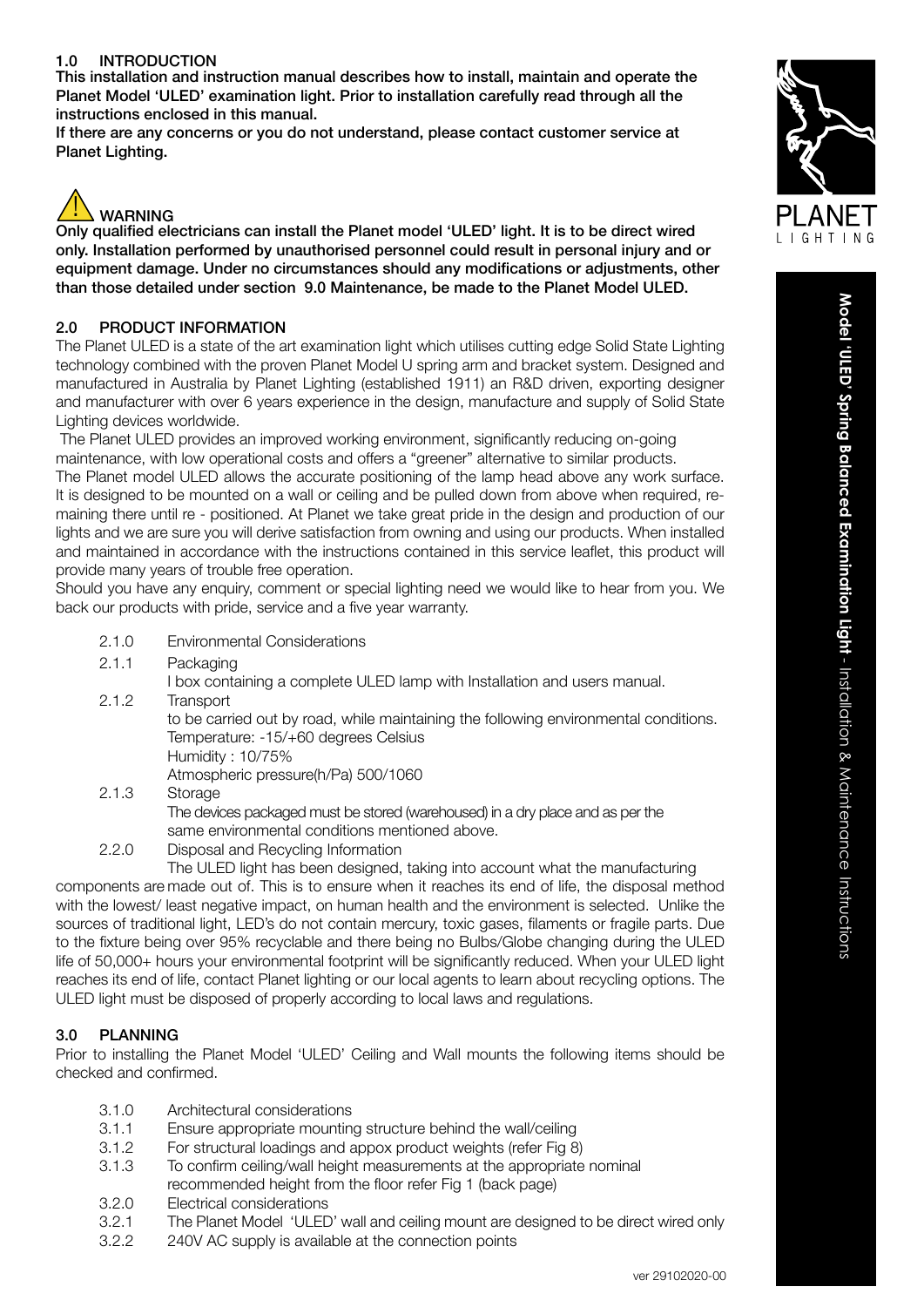## 1.0 INTRODUCTION

**This installation and instruction manual describes how to install, maintain and operate the Planet Model 'ULED' examination light. Prior to installation carefully read through all the instructions enclosed in this manual.**

**If there are any concerns or you do not understand, please contact customer service at Planet Lighting.**

### WARNING

**Only qualified electricians can install the Planet model 'ULED' light. It is to be direct wired only. Installation performed by unauthorised personnel could result in personal injury and or equipment damage. Under no circumstances should any modifications or adjustments, other than those detailed under section 9.0 Maintenance, be made to the Planet Model ULED.**

## 2.0 PRODUCT INFORMATION

The Planet ULED is a state of the art examination light which utilises cutting edge Solid State Lighting technology combined with the proven Planet Model U spring arm and bracket system. Designed and manufactured in Australia by Planet Lighting (established 1911) an R&D driven, exporting designer and manufacturer with over 6 years experience in the design, manufacture and supply of Solid State Lighting devices worldwide.

The Planet ULED provides an improved working environment, significantly reducing on-going maintenance, with low operational costs and offers a "greener" alternative to similar products.

The Planet model ULED allows the accurate positioning of the lamp head above any work surface. It is designed to be mounted on a wall or ceiling and be pulled down from above when required, remaining there until re - positioned. At Planet we take great pride in the design and production of our lights and we are sure you will derive satisfaction from owning and using our products. When installed and maintained in accordance with the instructions contained in this service leaflet, this product will provide many years of trouble free operation.

Should you have any enquiry, comment or special lighting need we would like to hear from you. We back our products with pride, service and a five year warranty.

2.1.0 Environmental Considerations

2.1.1 Packaging
I box containing a complete ULED lamp with Installation and users manual.

2.1.2 Transport
to be carried out by road, while maintaining the following environmental conditions.
Temperature: -15/+60 degrees Celsius
Humidity : 10/75%
Atmospheric pressure(h/Pa) 500/1060

2.1.3 Storage
The devices packaged must be stored (warehoused) in a dry place and as per the same environmental conditions mentioned above.

2.2.0 Disposal and Recycling Information
The ULED light has been designed, taking into account what the manufacturing components are made out of. This is to ensure when it reaches its end of life, the disposal method with the lowest/ least negative impact, on human health and the environment is selected. Unlike the sources of traditional light, LED's do not contain mercury, toxic gases, filaments or fragile parts. Due to the fixture being over 95% recyclable and there being no Bulbs/Globe changing during the ULED life of 50,000+ hours your environmental footprint will be significantly reduced. When your ULED light reaches its end of life, contact Planet lighting or our local agents to learn about recycling options. The ULED light must be disposed of properly according to local laws and regulations.

## 3.0 PLANNING

Prior to installing the Planet Model 'ULED' Ceiling and Wall mounts the following items should be checked and confirmed.

3.1.0 Architectural considerations
3.1.1 Ensure appropriate mounting structure behind the wall/ceiling
3.1.2 For structural loadings and appox product weights (refer Fig 8)
3.1.3 To confirm ceiling/wall height measurements at the appropriate nominal recommended height from the floor refer Fig 1 (back page)
3.2.0 Electrical considerations
3.2.1 The Planet Model 'ULED' wall and ceiling mount are designed to be direct wired only
3.2.2 240V AC supply is available at the connection points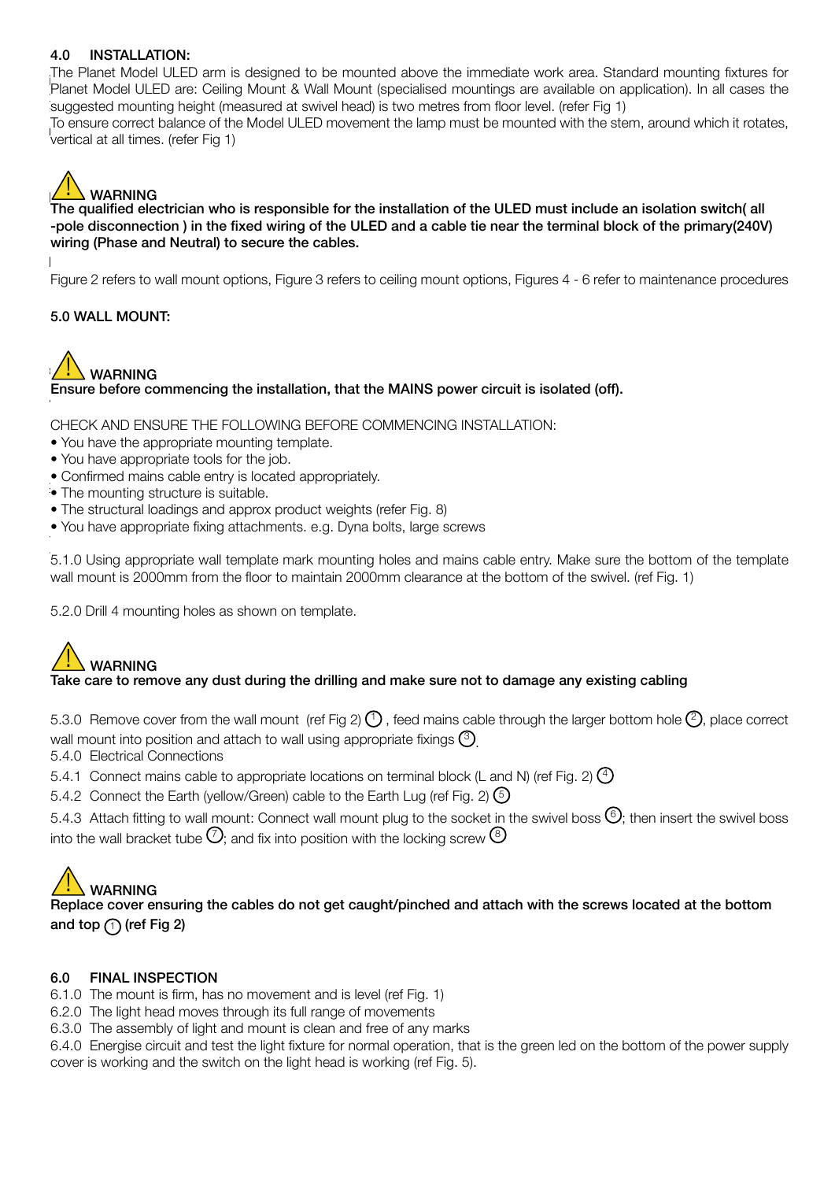## 4.0 INSTALLATION:

The Planet Model ULED arm is designed to be mounted above the immediate work area. Standard mounting fixtures for Planet Model ULED are: Ceiling Mount & Wall Mount (specialised mountings are available on application). In all cases the suggested mounting height (measured at swivel head) is two metres from floor level. (refer Fig 1)

To ensure correct balance of the Model ULED movement the lamp must be mounted with the stem, around which it rotates, vertical at all times. (refer Fig 1)

⚠ **WARNING**

**The qualified electrician who is responsible for the installation of the ULED must include an isolation switch( all -pole disconnection ) in the fixed wiring of the ULED and a cable tie near the terminal block of the primary(240V) wiring (Phase and Neutral) to secure the cables.**

Figure 2 refers to wall mount options, Figure 3 refers to ceiling mount options, Figures 4 - 6 refer to maintenance procedures

## 5.0 WALL MOUNT:

⚠ **WARNING**

**Ensure before commencing the installation, that the MAINS power circuit is isolated (off).**

CHECK AND ENSURE THE FOLLOWING BEFORE COMMENCING INSTALLATION:

- You have the appropriate mounting template.
- You have appropriate tools for the job.
- Confirmed mains cable entry is located appropriately.
- The mounting structure is suitable.
- The structural loadings and approx product weights (refer Fig. 8)
- You have appropriate fixing attachments. e.g. Dyna bolts, large screws

5.1.0 Using appropriate wall template mark mounting holes and mains cable entry. Make sure the bottom of the template wall mount is 2000mm from the floor to maintain 2000mm clearance at the bottom of the swivel. (ref Fig. 1)

5.2.0 Drill 4 mounting holes as shown on template.

⚠ **WARNING**

**Take care to remove any dust during the drilling and make sure not to damage any existing cabling**

5.3.0 Remove cover from the wall mount (ref Fig 2) ①, feed mains cable through the larger bottom hole ②, place correct wall mount into position and attach to wall using appropriate fixings ③.

5.4.0 Electrical Connections

5.4.1 Connect mains cable to appropriate locations on terminal block (L and N) (ref Fig. 2) ④

5.4.2 Connect the Earth (yellow/Green) cable to the Earth Lug (ref Fig. 2) ⑤

5.4.3 Attach fitting to wall mount: Connect wall mount plug to the socket in the swivel boss ⑥; then insert the swivel boss into the wall bracket tube ⑦; and fix into position with the locking screw ⑧

⚠ **WARNING**

**Replace cover ensuring the cables do not get caught/pinched and attach with the screws located at the bottom and top ① (ref Fig 2)**

## 6.0 FINAL INSPECTION

6.1.0 The mount is firm, has no movement and is level (ref Fig. 1)

6.2.0 The light head moves through its full range of movements

6.3.0 The assembly of light and mount is clean and free of any marks

6.4.0 Energise circuit and test the light fixture for normal operation, that is the green led on the bottom of the power supply cover is working and the switch on the light head is working (ref Fig. 5).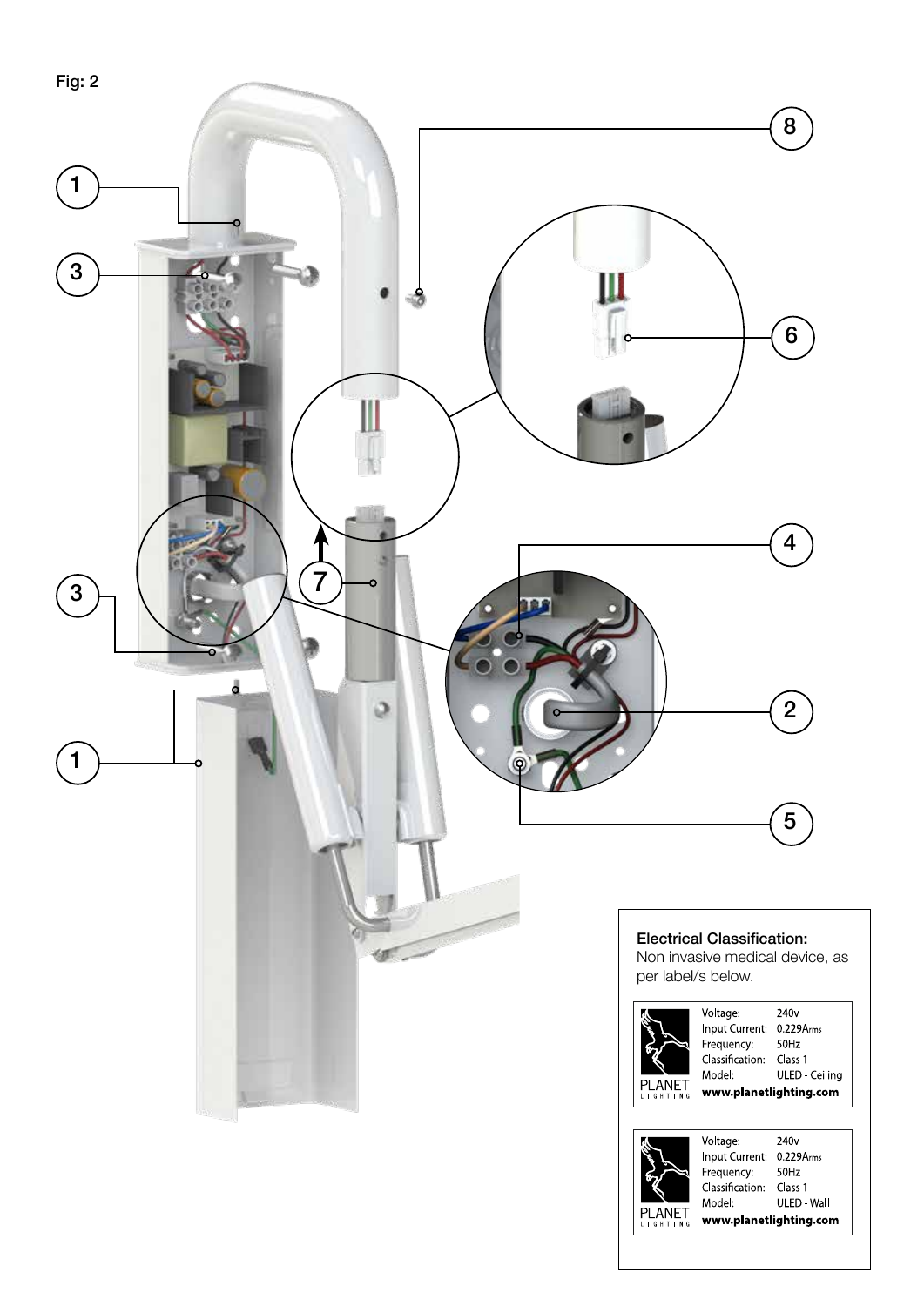Fig: 2

1

3

8

6

7

4

3

2

1

5

**Electrical Classification:**
Non invasive medical device, as per label/s below.

| | |
|---|---|
| Voltage: | 240v |
| Input Current: | 0.229Arms |
| Frequency: | 50Hz |
| Classification: | Class 1 |
| Model: | ULED - Ceiling |

PLANET LIGHTING **www.planetlighting.com**

| | |
|---|---|
| Voltage: | 240v |
| Input Current: | 0.229Arms |
| Frequency: | 50Hz |
| Classification: | Class 1 |
| Model: | ULED - Wall |

PLANET LIGHTING **www.planetlighting.com**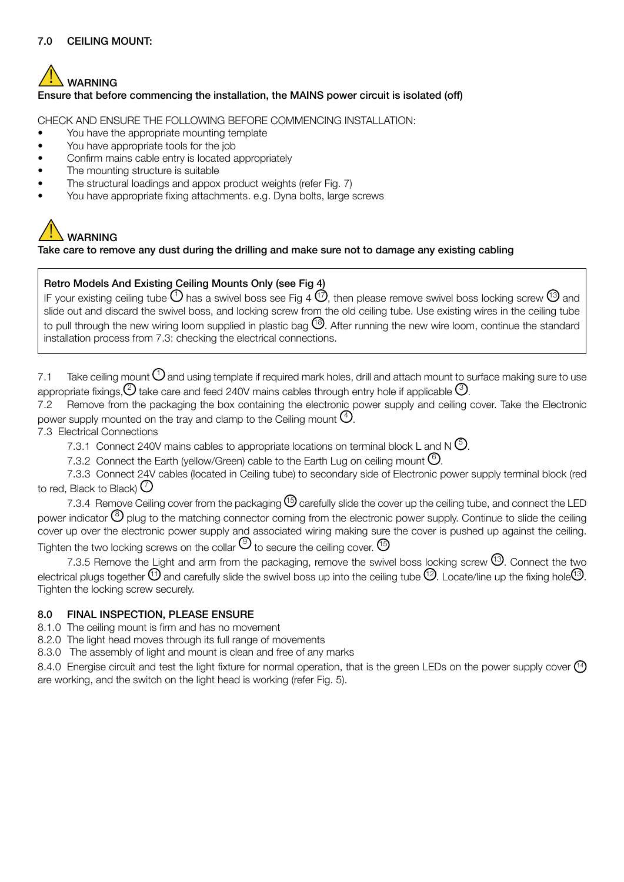## 7.0 CEILING MOUNT:

⚠ **WARNING**
**Ensure that before commencing the installation, the MAINS power circuit is isolated (off)**

CHECK AND ENSURE THE FOLLOWING BEFORE COMMENCING INSTALLATION:

- You have the appropriate mounting template
- You have appropriate tools for the job
- Confirm mains cable entry is located appropriately
- The mounting structure is suitable
- The structural loadings and appox product weights (refer Fig. 7)
- You have appropriate fixing attachments. e.g. Dyna bolts, large screws

⚠ **WARNING**
**Take care to remove any dust during the drilling and make sure not to damage any existing cabling**

**Retro Models And Existing Ceiling Mounts Only (see Fig 4)**
IF your existing ceiling tube (1) has a swivel boss see Fig 4 (17), then please remove swivel boss locking screw (13) and slide out and discard the swivel boss, and locking screw from the old ceiling tube. Use existing wires in the ceiling tube to pull through the new wiring loom supplied in plastic bag (18). After running the new wire loom, continue the standard installation process from 7.3: checking the electrical connections.

7.1 Take ceiling mount (1) and using template if required mark holes, drill and attach mount to surface making sure to use appropriate fixings,(2) take care and feed 240V mains cables through entry hole if applicable (3).

7.2 Remove from the packaging the box containing the electronic power supply and ceiling cover. Take the Electronic power supply mounted on the tray and clamp to the Ceiling mount (4).

7.3 Electrical Connections

7.3.1 Connect 240V mains cables to appropriate locations on terminal block L and N (5).

7.3.2 Connect the Earth (yellow/Green) cable to the Earth Lug on ceiling mount (6).

7.3.3 Connect 24V cables (located in Ceiling tube) to secondary side of Electronic power supply terminal block (red to red, Black to Black) (7)

7.3.4 Remove Ceiling cover from the packaging (15) carefully slide the cover up the ceiling tube, and connect the LED power indicator (8) plug to the matching connector coming from the electronic power supply. Continue to slide the ceiling cover up over the electronic power supply and associated wiring making sure the cover is pushed up against the ceiling. Tighten the two locking screws on the collar (9) to secure the ceiling cover. (15)

7.3.5 Remove the Light and arm from the packaging, remove the swivel boss locking screw (13). Connect the two electrical plugs together (11) and carefully slide the swivel boss up into the ceiling tube (12). Locate/line up the fixing hole(13). Tighten the locking screw securely.

## 8.0 FINAL INSPECTION, PLEASE ENSURE

8.1.0 The ceiling mount is firm and has no movement

8.2.0 The light head moves through its full range of movements

8.3.0 The assembly of light and mount is clean and free of any marks

8.4.0 Energise circuit and test the light fixture for normal operation, that is the green LEDs on the power supply cover (14) are working, and the switch on the light head is working (refer Fig. 5).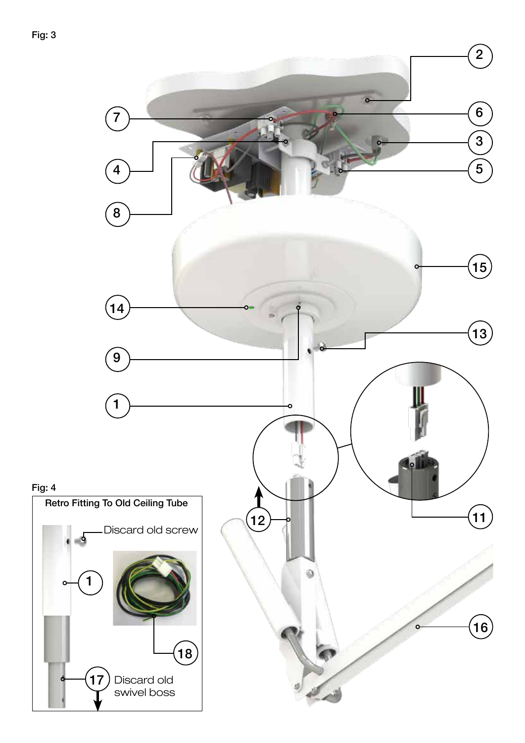Fig: 3

Fig: 4

Retro Fitting To Old Ceiling Tube

Discard old screw

Discard old swivel boss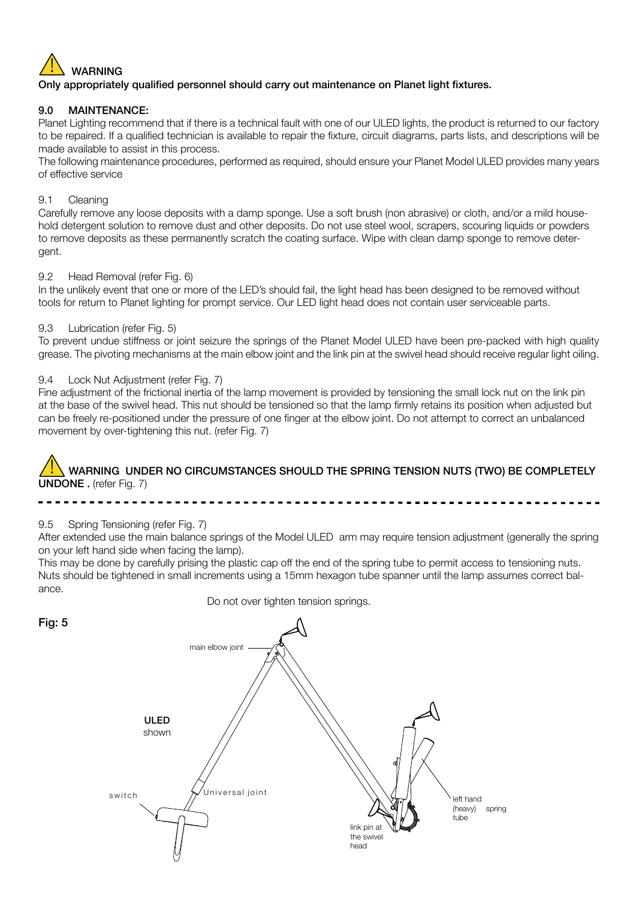**⚠ WARNING**

**Only appropriately qualified personnel should carry out maintenance on Planet light fixtures.**

## 9.0 MAINTENANCE:

Planet Lighting recommend that if there is a technical fault with one of our ULED lights, the product is returned to our factory to be repaired. If a qualified technician is available to repair the fixture, circuit diagrams, parts lists, and descriptions will be made available to assist in this process.

The following maintenance procedures, performed as required, should ensure your Planet Model ULED provides many years of effective service

### 9.1 Cleaning

Carefully remove any loose deposits with a damp sponge. Use a soft brush (non abrasive) or cloth, and/or a mild household detergent solution to remove dust and other deposits. Do not use steel wool, scrapers, scouring liquids or powders to remove deposits as these permanently scratch the coating surface. Wipe with clean damp sponge to remove detergent.

### 9.2 Head Removal (refer Fig. 6)

In the unlikely event that one or more of the LED's should fail, the light head has been designed to be removed without tools for return to Planet lighting for prompt service. Our LED light head does not contain user serviceable parts.

### 9.3 Lubrication (refer Fig. 5)

To prevent undue stiffness or joint seizure the springs of the Planet Model ULED have been pre-packed with high quality grease. The pivoting mechanisms at the main elbow joint and the link pin at the swivel head should receive regular light oiling.

### 9.4 Lock Nut Adjustment (refer Fig. 7)

Fine adjustment of the frictional inertia of the lamp movement is provided by tensioning the small lock nut on the link pin at the base of the swivel head. This nut should be tensioned so that the lamp firmly retains its position when adjusted but can be freely re-positioned under the pressure of one finger at the elbow joint. Do not attempt to correct an unbalanced movement by over-tightening this nut. (refer Fig. 7)

**⚠ WARNING UNDER NO CIRCUMSTANCES SHOULD THE SPRING TENSION NUTS (TWO) BE COMPLETELY UNDONE .** (refer Fig. 7)

---

### 9.5 Spring Tensioning (refer Fig. 7)

After extended use the main balance springs of the Model ULED arm may require tension adjustment (generally the spring on your left hand side when facing the lamp).

This may be done by carefully prising the plastic cap off the end of the spring tube to permit access to tensioning nuts. Nuts should be tightened in small increments using a 15mm hexagon tube spanner until the lamp assumes correct balance.

Do not over tighten tension springs.

**Fig: 5**

main elbow joint

**ULED** shown

switch

Universal joint

left hand (heavy) spring tube

link pin at the swivel head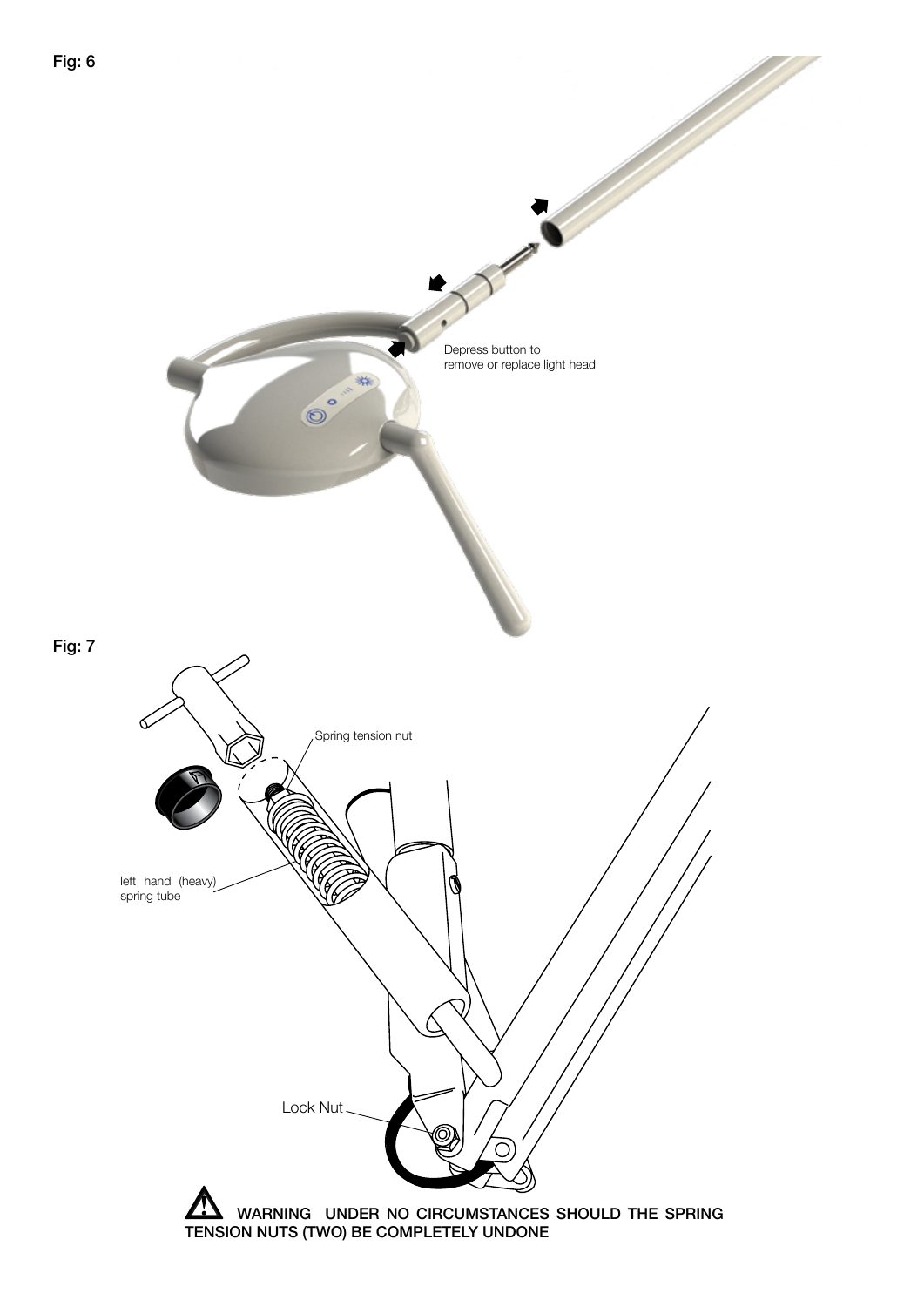Fig: 6

Depress button to remove or replace light head

Fig: 7

Spring tension nut

left hand (heavy) spring tube

Lock Nut

**WARNING UNDER NO CIRCUMSTANCES SHOULD THE SPRING TENSION NUTS (TWO) BE COMPLETELY UNDONE**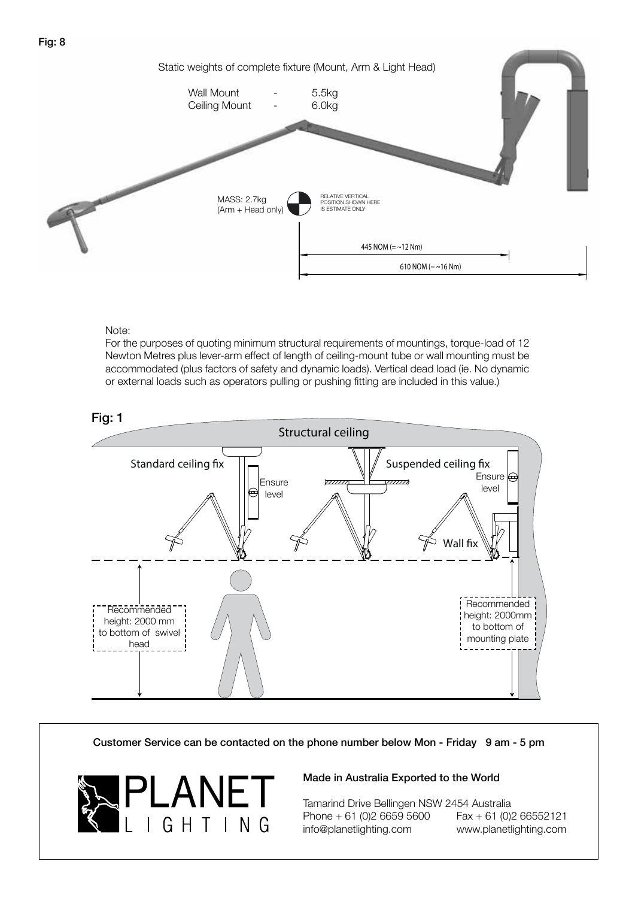Fig: 8

Static weights of complete fixture (Mount, Arm & Light Head)

Wall Mount - 5.5kg
Ceiling Mount - 6.0kg

MASS: 2.7kg
(Arm + Head only)

RELATIVE VERTICAL POSITION SHOWN HERE IS ESTIMATE ONLY

445 NOM (= ~12 Nm)

610 NOM (= ~16 Nm)

Note:
For the purposes of quoting minimum structural requirements of mountings, torque-load of 12 Newton Metres plus lever-arm effect of length of ceiling-mount tube or wall mounting must be accommodated (plus factors of safety and dynamic loads). Vertical dead load (ie. No dynamic or external loads such as operators pulling or pushing fitting are included in this value.)

Fig: 1

Structural ceiling

Standard ceiling fix

Ensure level

Suspended ceiling fix

Ensure level

Wall fix

Recommended height: 2000 mm to bottom of swivel head

Recommended height: 2000mm to bottom of mounting plate

**Customer Service can be contacted on the phone number below Mon - Friday 9 am - 5 pm**

PLANET LIGHTING

**Made in Australia Exported to the World**

Tamarind Drive Bellingen NSW 2454 Australia
Phone + 61 (0)2 6659 5600 Fax + 61 (0)2 66552121
info@planetlighting.com www.planetlighting.com